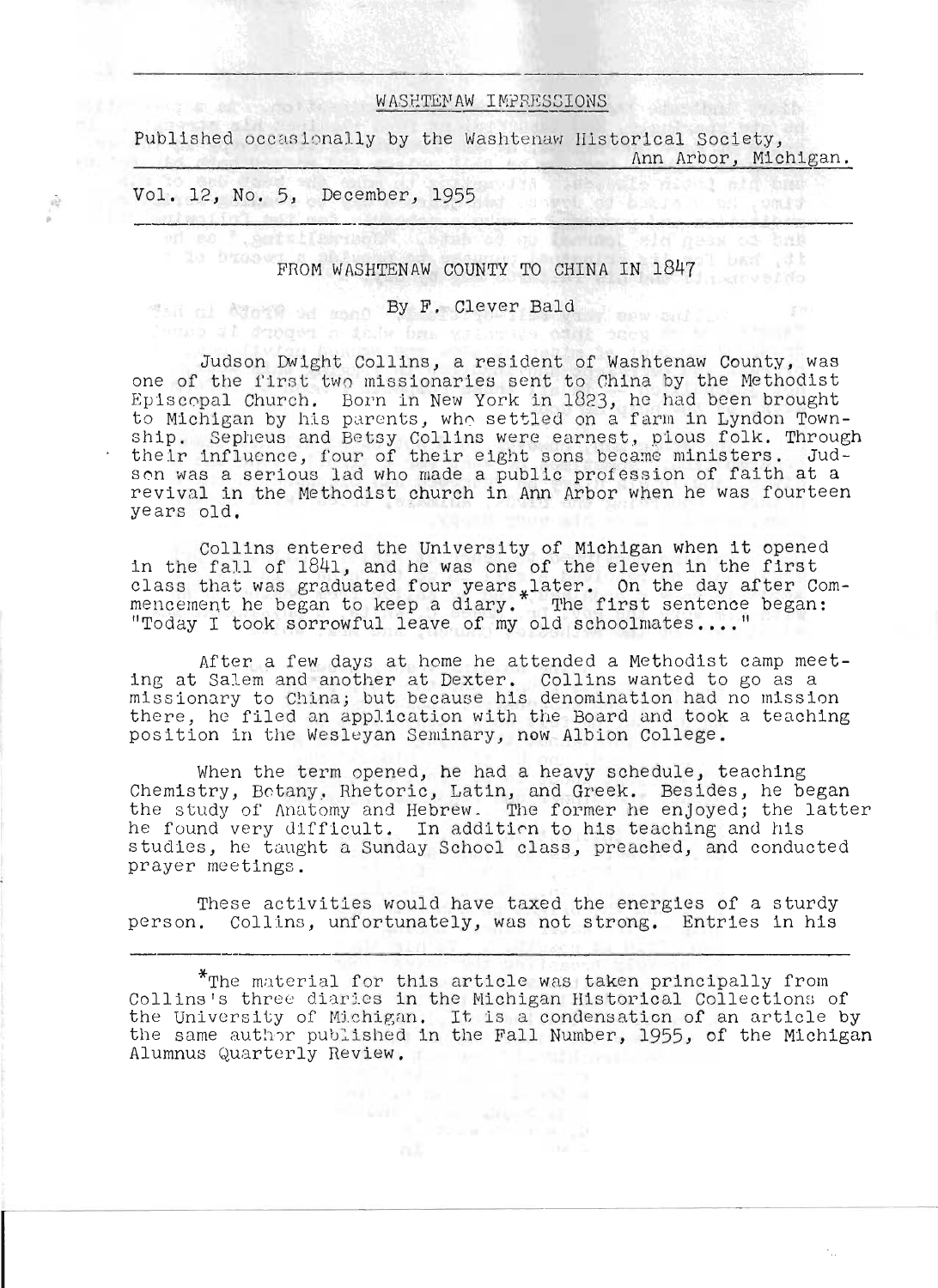WASHTENAW IMPRESSIONS

Published occasionally by the Washtenaw Historical Society, Ann Arbor, Michigan.

Vol. 12, No. 5, December, 1955

# FROM WASHTENAW COUNTY TO CHINA IN 1847

By F. Clever Bald

Judson Dwight Collins, a resident of Washtenaw County, was one of the first two missionaries sent to China by the Methodist Episcopal Church. Born in New York in 1823, he had been brought to Michigan by his parents, who settled on a farm in Lyndon Township. Sepheus and Betsy Collins were earnest, pious folk. Through their influence, four of their eight sons became ministers. Judson was a serious lad who made a public profession of faith at a revival in the Methodist church in Ann Arbor when he was fourteen years old.

Collins entered the University of Michigan when it opened in the fall of 1841, and he was one of the eleven in the first class that was graduated four years later. On the day after Commencement he began to keep a diary.* The first sentence began: "Today I took sorrowful leave of my old schoolmates...."

After a few days at home he attended a Methodist camp meeting at Salem and another at Dexter. Collins wanted to go as a missionary to China; but because his denomination had no mission there, he filed an application with the Board and took a teaching position in the Wesleyan Seminary, now Albion College.

When the term opened, he had a heavy schedule, teaching Chemistry, Botany, Rhetoric, Latin, and Greek. Besides, he began the study of Anatomy and Hebrew. The former he enjoyed; the latter he found very difficult. In addition to his teaching and his studies, he taught a Sunday School class, preached, and conducted prayer meetings.

These activities would have taxed the energies of a sturdy person. Collins, unfortunately, was not strong. Entries in his

---

*The material for this article was taken principally from Collins's three diaries in the Michigan Historical Collections of the University of Michigan. It is a condensation of an article by the same author published in the Fall Number, 1955, of the Michigan Alumnus Quarterly Review.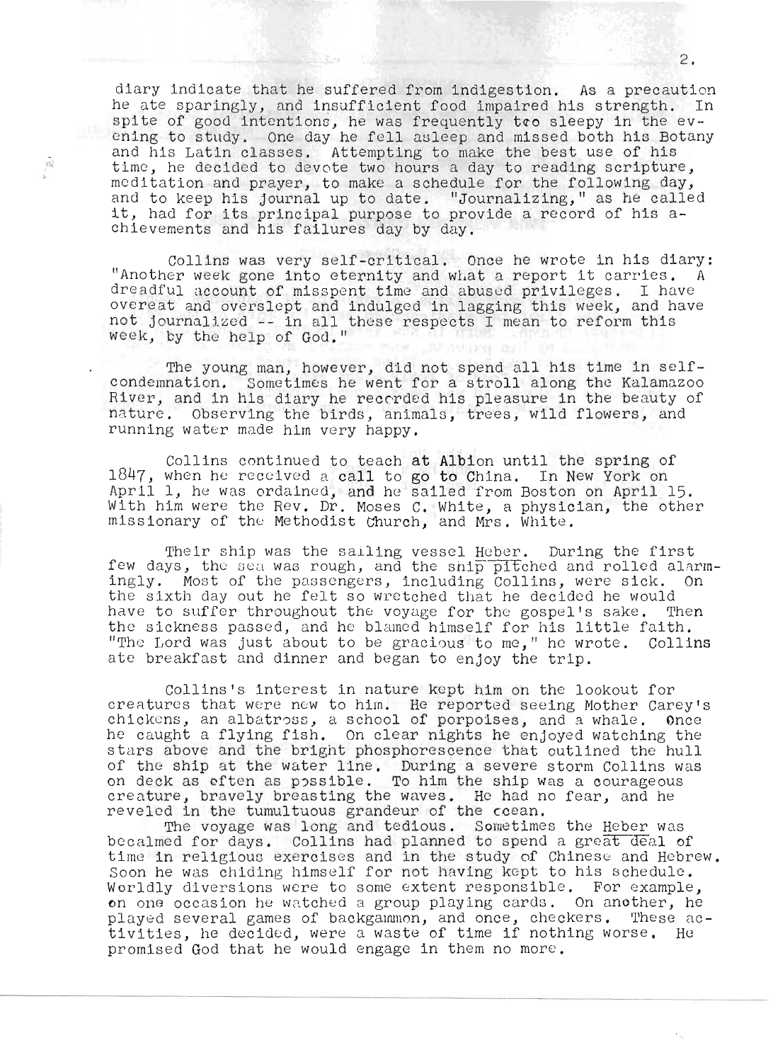diary indicate that he suffered from indigestion. As a precaution he ate sparingly, and insufficient food impaired his strength. In spite of good intentions, he was frequently too sleepy in the evening to study. One day he fell asleep and missed both his Botany and his Latin classes. Attempting to make the best use of his time, he decided to devote two hours a day to reading scripture, meditation and prayer, to make a schedule for the following day, and to keep his journal up to date. "Journalizing," as he called it, had for its principal purpose to provide a record of his achievements and his failures day by day.

Collins was very self-critical. Once he wrote in his diary: "Another week gone into eternity and what a report it carries. A dreadful account of misspent time and abused privileges. I have overeat and overslept and indulged in lagging this week, and have not journalized -- in all these respects I mean to reform this week, by the help of God."

The young man, however, did not spend all his time in self-condemnation. Sometimes he went for a stroll along the Kalamazoo River, and in his diary he recorded his pleasure in the beauty of nature. Observing the birds, animals, trees, wild flowers, and running water made him very happy.

Collins continued to teach at Albion until the spring of 1847, when he received a call to go to China. In New York on April 1, he was ordained, and he sailed from Boston on April 15. With him were the Rev. Dr. Moses C. White, a physician, the other missionary of the Methodist Church, and Mrs. White.

Their ship was the sailing vessel Heber. During the first few days, the sea was rough, and the ship pitched and rolled alarmingly. Most of the passengers, including Collins, were sick. On the sixth day out he felt so wretched that he decided he would have to suffer throughout the voyage for the gospel's sake. Then the sickness passed, and he blamed himself for his little faith. "The Lord was just about to be gracious to me," he wrote. Collins ate breakfast and dinner and began to enjoy the trip.

Collins's interest in nature kept him on the lookout for creatures that were new to him. He reported seeing Mother Carey's chickens, an albatross, a school of porpoises, and a whale. Once he caught a flying fish. On clear nights he enjoyed watching the stars above and the bright phosphorescence that outlined the hull of the ship at the water line. During a severe storm Collins was on deck as often as possible. To him the ship was a courageous creature, bravely breasting the waves. He had no fear, and he reveled in the tumultuous grandeur of the ocean.

The voyage was long and tedious. Sometimes the Heber was becalmed for days. Collins had planned to spend a great deal of time in religious exercises and in the study of Chinese and Hebrew. Soon he was chiding himself for not having kept to his schedule. Worldly diversions were to some extent responsible. For example, on one occasion he watched a group playing cards. On another, he played several games of backgammon, and once, checkers. These activities, he decided, were a waste of time if nothing worse. He promised God that he would engage in them no more.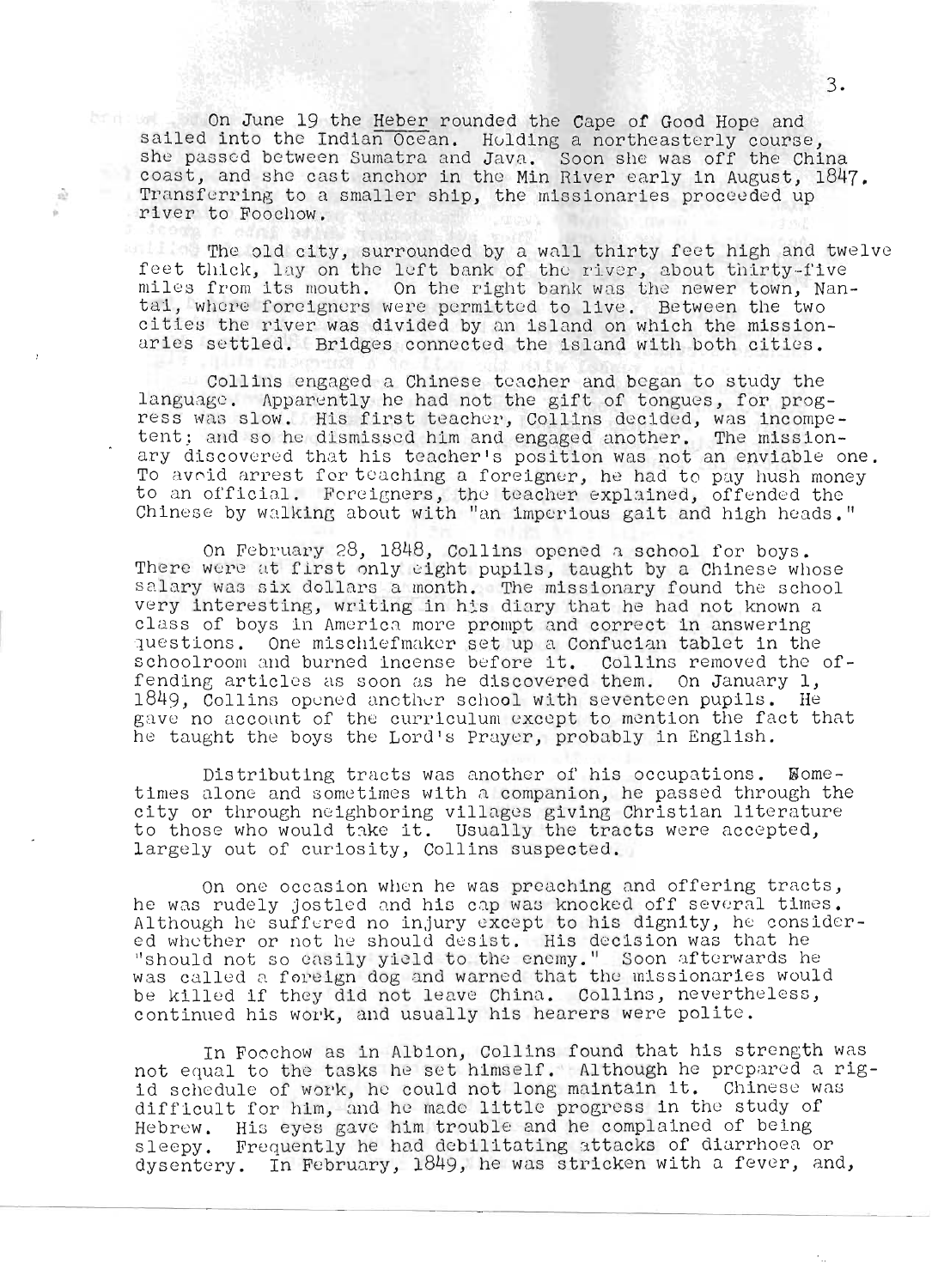On June 19 the Heber rounded the Cape of Good Hope and sailed into the Indian Ocean. Holding a northeasterly course, she passed between Sumatra and Java. Soon she was off the China coast, and she cast anchor in the Min River early in August, 1847. Transferring to a smaller ship, the missionaries proceeded up river to Foochow.

The old city, surrounded by a wall thirty feet high and twelve feet thick, lay on the left bank of the river, about thirty-five miles from its mouth. On the right bank was the newer town, Nantai, where foreigners were permitted to live. Between the two cities the river was divided by an island on which the missionaries settled. Bridges connected the island with both cities.

Collins engaged a Chinese teacher and began to study the language. Apparently he had not the gift of tongues, for progress was slow. His first teacher, Collins decided, was incompetent; and so he dismissed him and engaged another. The missionary discovered that his teacher's position was not an enviable one. To avoid arrest for teaching a foreigner, he had to pay hush money to an official. Foreigners, the teacher explained, offended the Chinese by walking about with "an imperious gait and high heads."

On February 28, 1848, Collins opened a school for boys. There were at first only eight pupils, taught by a Chinese whose salary was six dollars a month. The missionary found the school very interesting, writing in his diary that he had not known a class of boys in America more prompt and correct in answering questions. One mischiefmaker set up a Confucian tablet in the schoolroom and burned incense before it. Collins removed the offending articles as soon as he discovered them. On January 1, 1849, Collins opened another school with seventeen pupils. He gave no account of the curriculum except to mention the fact that he taught the boys the Lord's Prayer, probably in English.

Distributing tracts was another of his occupations. Sometimes alone and sometimes with a companion, he passed through the city or through neighboring villages giving Christian literature to those who would take it. Usually the tracts were accepted, largely out of curiosity, Collins suspected.

On one occasion when he was preaching and offering tracts, he was rudely jostled and his cap was knocked off several times. Although he suffered no injury except to his dignity, he considered whether or not he should desist. His decision was that he "should not so easily yield to the enemy." Soon afterwards he was called a foreign dog and warned that the missionaries would be killed if they did not leave China. Collins, nevertheless, continued his work, and usually his hearers were polite.

In Foochow as in Albion, Collins found that his strength was not equal to the tasks he set himself. Although he prepared a rigid schedule of work, he could not long maintain it. Chinese was difficult for him, and he made little progress in the study of Hebrew. His eyes gave him trouble and he complained of being sleepy. Frequently he had debilitating attacks of diarrhoea or dysentery. In February, 1849, he was stricken with a fever, and,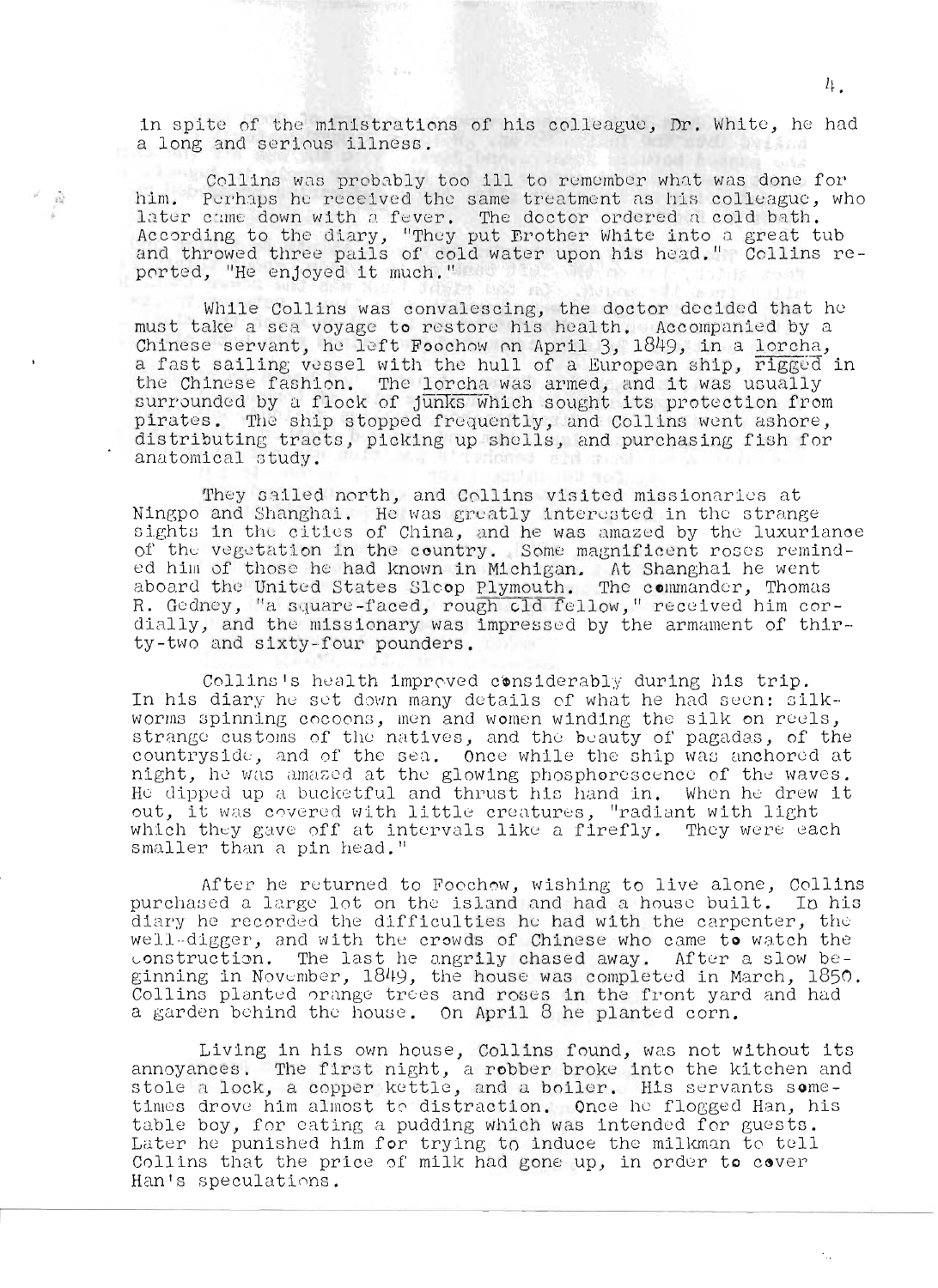in spite of the ministrations of his colleague, Dr. White, he had a long and serious illness.

Collins was probably too ill to remember what was done for him. Perhaps he received the same treatment as his colleague, who later came down with a fever. The doctor ordered a cold bath. According to the diary, "They put Brother White into a great tub and throwed three pails of cold water upon his head." Collins reported, "He enjoyed it much."

While Collins was convalescing, the doctor decided that he must take a sea voyage to restore his health. Accompanied by a Chinese servant, he left Foochow on April 3, 1849, in a _lorcha_, a fast sailing vessel with the hull of a European ship, _rigged_ in the Chinese fashion. The _lorcha_ was armed, and it was usually surrounded by a flock of _junks_ which sought its protection from pirates. The ship stopped frequently, and Collins went ashore, distributing tracts, picking up shells, and purchasing fish for anatomical study.

They sailed north, and Collins visited missionaries at Ningpo and Shanghai. He was greatly interested in the strange sights in the cities of China, and he was amazed by the luxuriance of the vegetation in the country. Some magnificent roses reminded him of those he had known in Michigan. At Shanghai he went aboard the United States Sloop _Plymouth_. The commander, Thomas R. Gedney, "a square-faced, rough old fellow," received him cordially, and the missionary was impressed by the armament of thirty-two and sixty-four pounders.

Collins's health improved considerably during his trip. In his diary he set down many details of what he had seen: silkworms spinning cocoons, men and women winding the silk on reels, strange customs of the natives, and the beauty of pagadas, of the countryside, and of the sea. Once while the ship was anchored at night, he was amazed at the glowing phosphorescence of the waves. He dipped up a bucketful and thrust his hand in. When he drew it out, it was covered with little creatures, "radiant with light which they gave off at intervals like a firefly. They were each smaller than a pin head."

After he returned to Foochow, wishing to live alone, Collins purchased a large lot on the island and had a house built. In his diary he recorded the difficulties he had with the carpenter, the well-digger, and with the crowds of Chinese who came to watch the construction. The last he angrily chased away. After a slow beginning in November, 1849, the house was completed in March, 1850. Collins planted orange trees and roses in the front yard and had a garden behind the house. On April 8 he planted corn.

Living in his own house, Collins found, was not without its annoyances. The first night, a robber broke into the kitchen and stole a lock, a copper kettle, and a boiler. His servants sometimes drove him almost to distraction. Once he flogged Han, his table boy, for eating a pudding which was intended for guests. Later he punished him for trying to induce the milkman to tell Collins that the price of milk had gone up, in order to cover Han's speculations.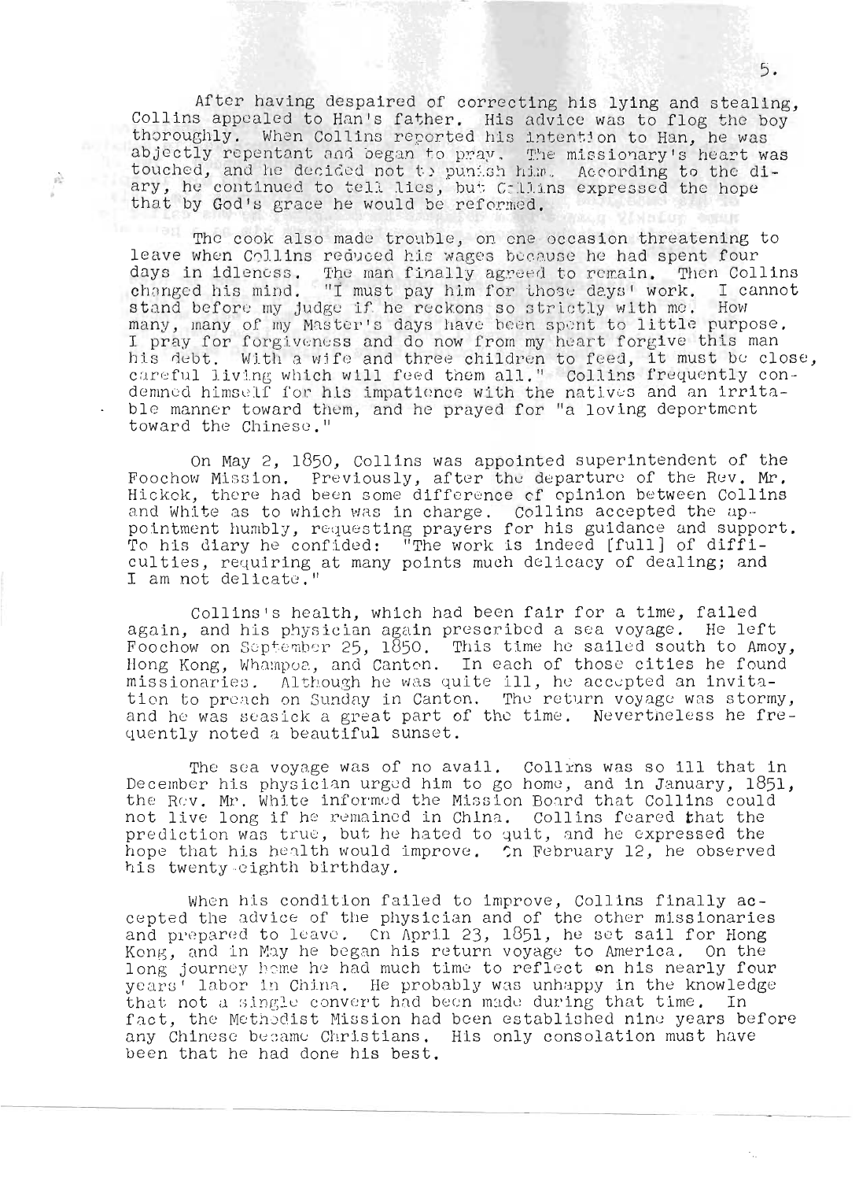After having despaired of correcting his lying and stealing, Collins appealed to Han's father. His advice was to flog the boy thoroughly. When Collins reported his intention to Han, he was abjectly repentant and began to pray. The missionary's heart was touched, and he decided not to punish him. According to the diary, he continued to tell lies, but Collins expressed the hope that by God's grace he would be reformed.

The cook also made trouble, on one occasion threatening to leave when Collins reduced his wages because he had spent four days in idleness. The man finally agreed to remain. Then Collins changed his mind. "I must pay him for those days' work. I cannot stand before my judge if he reckons so strictly with me. How many, many of my Master's days have been spent to little purpose. I pray for forgiveness and do now from my heart forgive this man his debt. With a wife and three children to feed, it must be close, careful living which will feed them all." Collins frequently condemned himself for his impatience with the natives and an irritable manner toward them, and he prayed for "a loving deportment toward the Chinese."

On May 2, 1850, Collins was appointed superintendent of the Foochow Mission. Previously, after the departure of the Rev. Mr. Hickok, there had been some difference of opinion between Collins and White as to which was in charge. Collins accepted the appointment humbly, requesting prayers for his guidance and support. To his diary he confided: "The work is indeed [full] of difficulties, requiring at many points much delicacy of dealing; and I am not delicate."

Collins's health, which had been fair for a time, failed again, and his physician again prescribed a sea voyage. He left Foochow on September 25, 1850. This time he sailed south to Amoy, Hong Kong, Whampoa, and Canton. In each of those cities he found missionaries. Although he was quite ill, he accepted an invitation to preach on Sunday in Canton. The return voyage was stormy, and he was seasick a great part of the time. Nevertheless he frequently noted a beautiful sunset.

The sea voyage was of no avail. Collins was so ill that in December his physician urged him to go home, and in January, 1851, the Rev. Mr. White informed the Mission Board that Collins could not live long if he remained in China. Collins feared that the prediction was true, but he hated to quit, and he expressed the hope that his health would improve. On February 12, he observed his twenty-eighth birthday.

When his condition failed to improve, Collins finally accepted the advice of the physician and of the other missionaries and prepared to leave. On April 23, 1851, he set sail for Hong Kong, and in May he began his return voyage to America. On the long journey home he had much time to reflect on his nearly four years' labor in China. He probably was unhappy in the knowledge that not a single convert had been made during that time. In fact, the Methodist Mission had been established nine years before any Chinese became Christians. His only consolation must have been that he had done his best.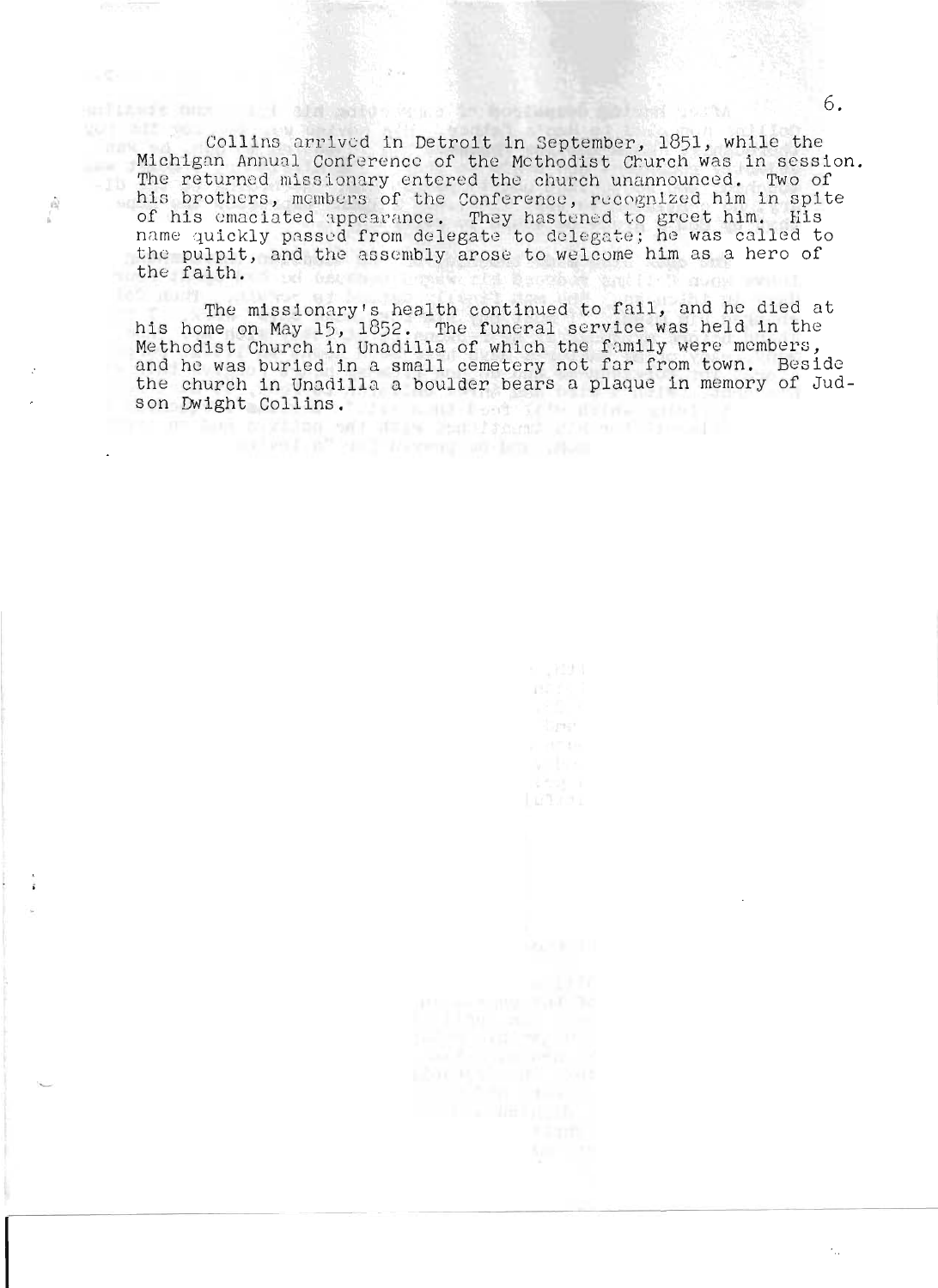Collins arrived in Detroit in September, 1851, while the Michigan Annual Conference of the Methodist Church was in session. The returned missionary entered the church unannounced. Two of his brothers, members of the Conference, recognized him in spite of his emaciated appearance. They hastened to greet him. His name quickly passed from delegate to delegate; he was called to the pulpit, and the assembly arose to welcome him as a hero of the faith.

The missionary's health continued to fail, and he died at his home on May 15, 1852. The funeral service was held in the Methodist Church in Unadilla of which the family were members, and he was buried in a small cemetery not far from town. Beside the church in Unadilla a boulder bears a plaque in memory of Judson Dwight Collins.